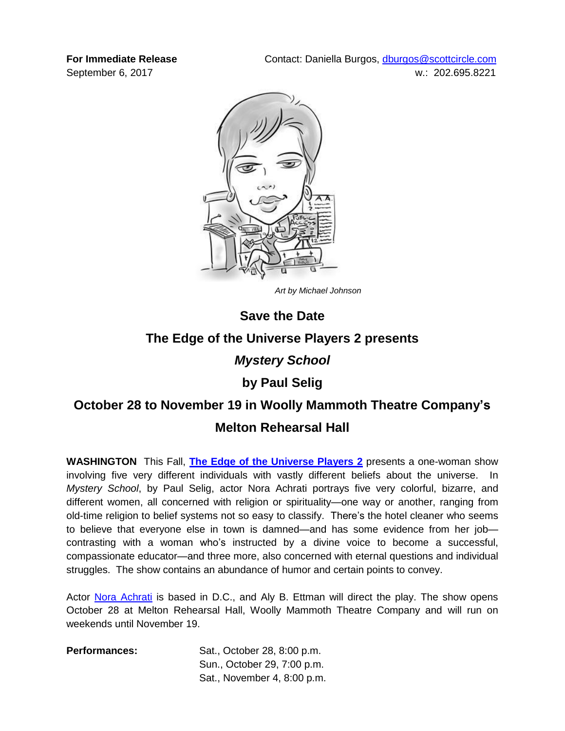**For Immediate Release** Contact: Daniella Burgos, dburgos@scottcircle.com
September 6, 2017 w.: 202.695.8221

*Art by Michael Johnson*

# Save the Date

## The Edge of the Universe Players 2 presents

## *Mystery School*

## by Paul Selig

## October 28 to November 19 in Woolly Mammoth Theatre Company's Melton Rehearsal Hall

**WASHINGTON** This Fall, **The Edge of the Universe Players 2** presents a one-woman show involving five very different individuals with vastly different beliefs about the universe. In *Mystery School*, by Paul Selig, actor Nora Achrati portrays five very colorful, bizarre, and different women, all concerned with religion or spirituality—one way or another, ranging from old-time religion to belief systems not so easy to classify. There's the hotel cleaner who seems to believe that everyone else in town is damned—and has some evidence from her job—contrasting with a woman who's instructed by a divine voice to become a successful, compassionate educator—and three more, also concerned with eternal questions and individual struggles. The show contains an abundance of humor and certain points to convey.

Actor Nora Achrati is based in D.C., and Aly B. Ettman will direct the play. The show opens October 28 at Melton Rehearsal Hall, Woolly Mammoth Theatre Company and will run on weekends until November 19.

**Performances:** Sat., October 28, 8:00 p.m.
Sun., October 29, 7:00 p.m.
Sat., November 4, 8:00 p.m.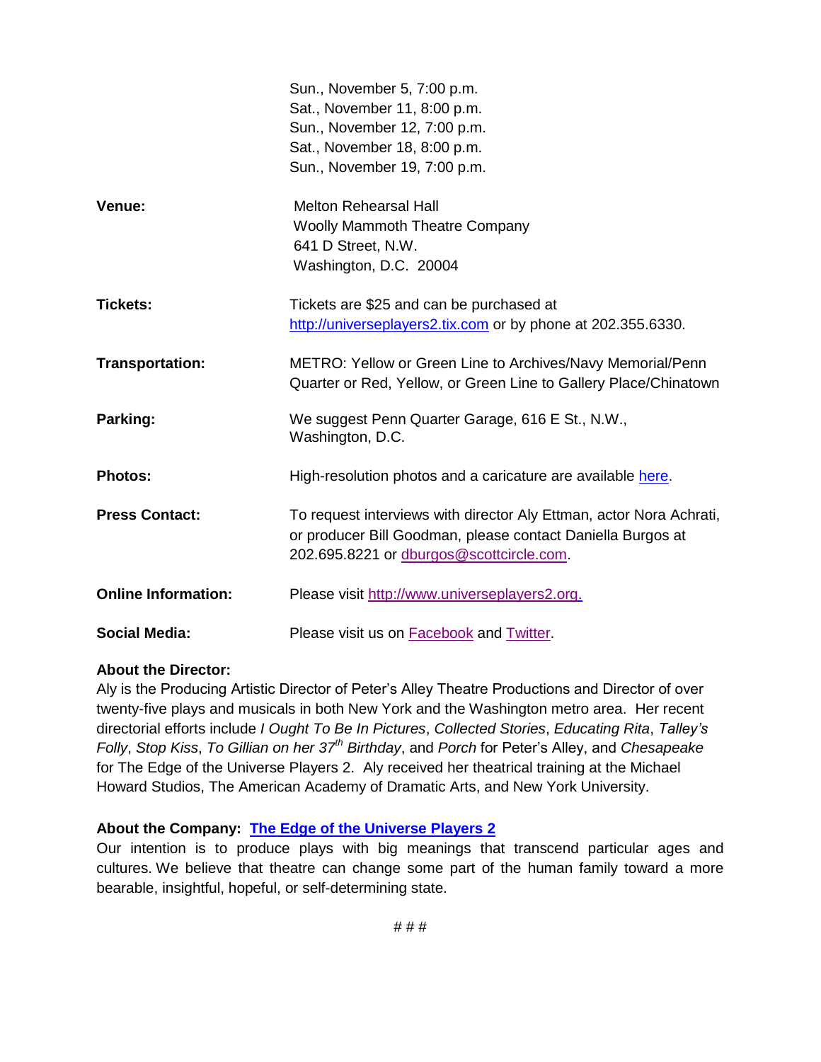| | |
|---|---|
| | Sun., November 5, 7:00 p.m.<br>Sat., November 11, 8:00 p.m.<br>Sun., November 12, 7:00 p.m.<br>Sat., November 18, 8:00 p.m.<br>Sun., November 19, 7:00 p.m. |
| **Venue:** | Melton Rehearsal Hall<br>Woolly Mammoth Theatre Company<br>641 D Street, N.W.<br>Washington, D.C. 20004 |
| **Tickets:** | Tickets are $25 and can be purchased at http://universeplayers2.tix.com or by phone at 202.355.6330. |
| **Transportation:** | METRO: Yellow or Green Line to Archives/Navy Memorial/Penn Quarter or Red, Yellow, or Green Line to Gallery Place/Chinatown |
| **Parking:** | We suggest Penn Quarter Garage, 616 E St., N.W., Washington, D.C. |
| **Photos:** | High-resolution photos and a caricature are available here. |
| **Press Contact:** | To request interviews with director Aly Ettman, actor Nora Achrati, or producer Bill Goodman, please contact Daniella Burgos at 202.695.8221 or dburgos@scottcircle.com. |
| **Online Information:** | Please visit http://www.universeplayers2.org. |
| **Social Media:** | Please visit us on Facebook and Twitter. |

**About the Director:**
Aly is the Producing Artistic Director of Peter's Alley Theatre Productions and Director of over twenty-five plays and musicals in both New York and the Washington metro area. Her recent directorial efforts include *I Ought To Be In Pictures*, *Collected Stories*, *Educating Rita*, *Talley's Folly*, *Stop Kiss*, *To Gillian on her 37th Birthday*, and *Porch* for Peter's Alley, and *Chesapeake* for The Edge of the Universe Players 2. Aly received her theatrical training at the Michael Howard Studios, The American Academy of Dramatic Arts, and New York University.

**About the Company: The Edge of the Universe Players 2**
Our intention is to produce plays with big meanings that transcend particular ages and cultures. We believe that theatre can change some part of the human family toward a more bearable, insightful, hopeful, or self-determining state.

# # #